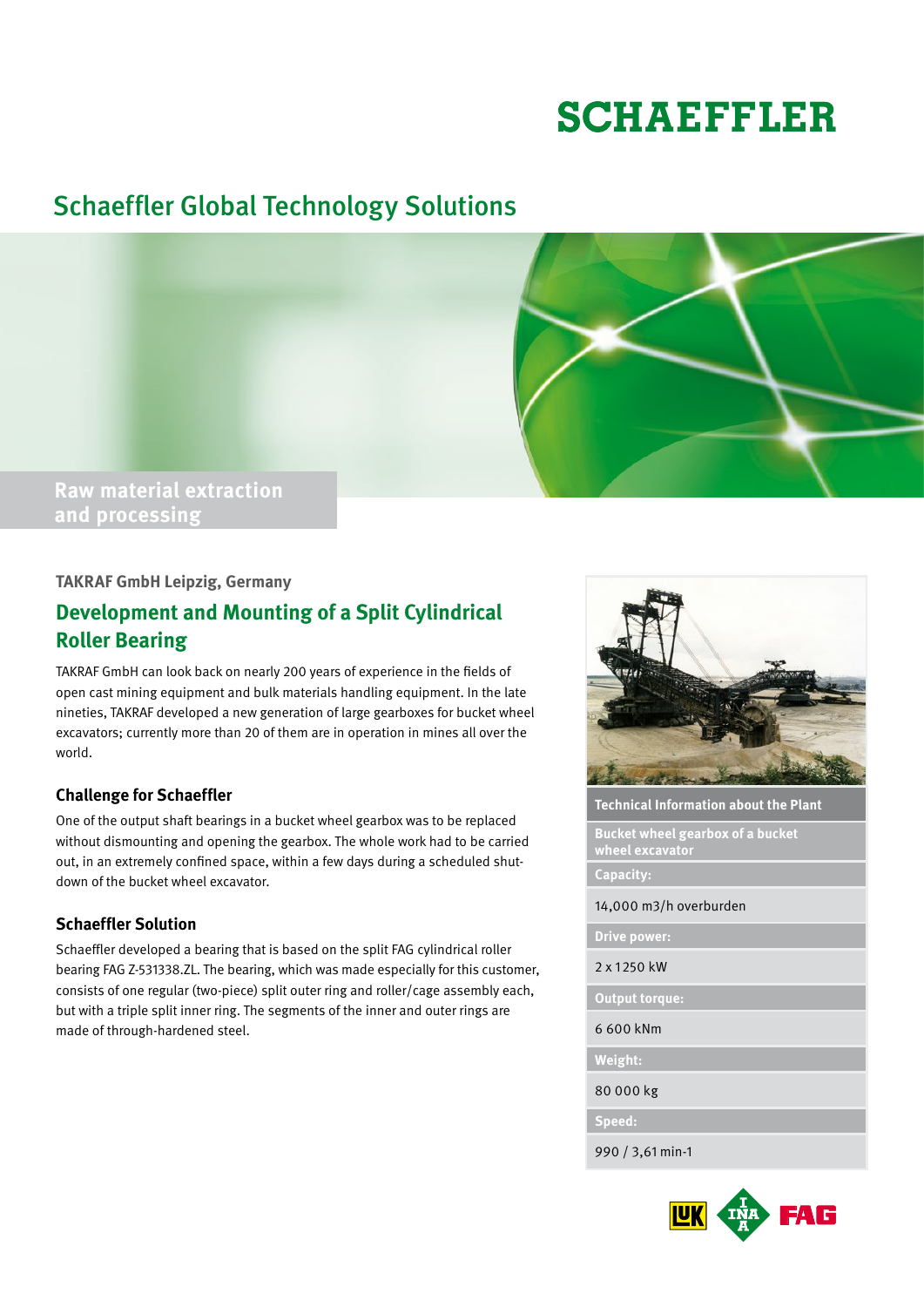# SCHAEFFLER

## Schaeffler Global Technology Solutions

**Raw material extraction and processing**

**TAKRAF GmbH Leipzig, Germany**

## Development and Mounting of a Split Cylindrical Roller Bearing

TAKRAF GmbH can look back on nearly 200 years of experience in the fields of open cast mining equipment and bulk materials handling equipment. In the late nineties, TAKRAF developed a new generation of large gearboxes for bucket wheel excavators; currently more than 20 of them are in operation in mines all over the world.

### Challenge for Schaeffler

One of the output shaft bearings in a bucket wheel gearbox was to be replaced without dismounting and opening the gearbox. The whole work had to be carried out, in an extremely confined space, within a few days during a scheduled shut-down of the bucket wheel excavator.

### Schaeffler Solution

Schaeffler developed a bearing that is based on the split FAG cylindrical roller bearing FAG Z-531338.ZL. The bearing, which was made especially for this customer, consists of one regular (two-piece) split outer ring and roller/cage assembly each, but with a triple split inner ring. The segments of the inner and outer rings are made of through-hardened steel.

| Technical Information about the Plant |
| --- |
| **Bucket wheel gearbox of a bucket wheel excavator** |
| **Capacity:** |
| 14,000 m3/h overburden |
| **Drive power:** |
| 2 x 1250 kW |
| **Output torque:** |
| 6 600 kNm |
| **Weight:** |
| 80 000 kg |
| **Speed:** |
| 990 / 3,61 min-1 |

LuK INA FAG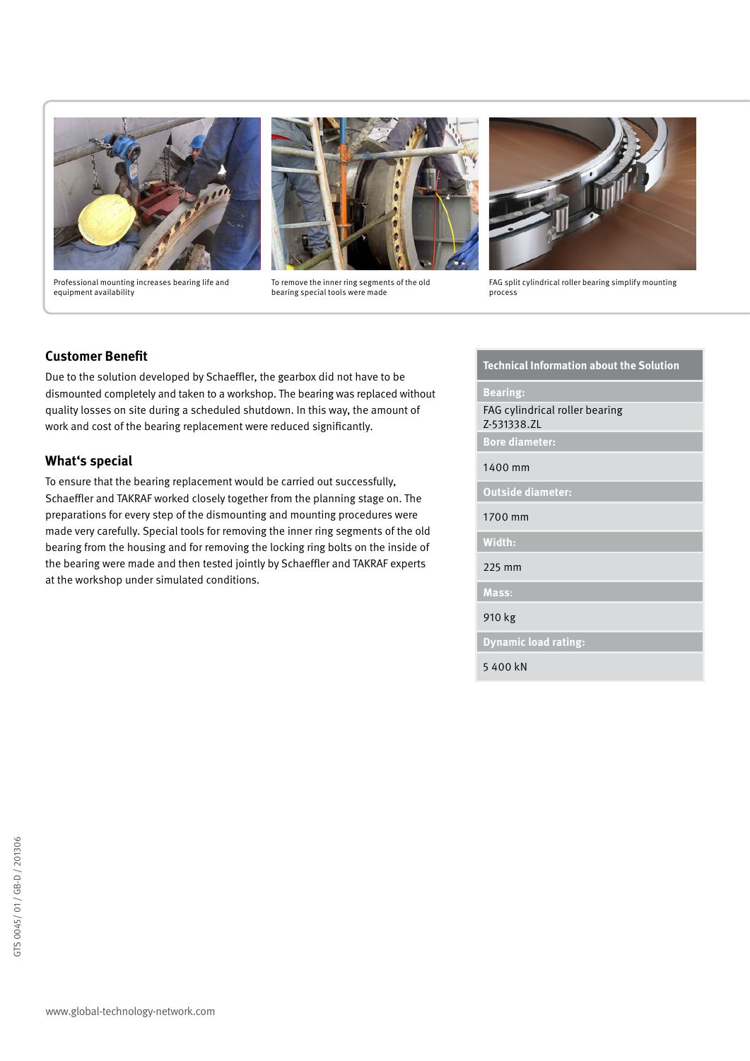Professional mounting increases bearing life and equipment availability

To remove the inner ring segments of the old bearing special tools were made

FAG split cylindrical roller bearing simplify mounting process

## Customer Benefit

Due to the solution developed by Schaeffler, the gearbox did not have to be dismounted completely and taken to a workshop. The bearing was replaced without quality losses on site during a scheduled shutdown. In this way, the amount of work and cost of the bearing replacement were reduced significantly.

## What's special

To ensure that the bearing replacement would be carried out successfully, Schaeffler and TAKRAF worked closely together from the planning stage on. The preparations for every step of the dismounting and mounting procedures were made very carefully. Special tools for removing the inner ring segments of the old bearing from the housing and for removing the locking ring bolts on the inside of the bearing were made and then tested jointly by Schaeffler and TAKRAF experts at the workshop under simulated conditions.

| Technical Information about the Solution |
| --- |
| **Bearing:** |
| FAG cylindrical roller bearing Z-531338.ZL |
| **Bore diameter:** |
| 1400 mm |
| **Outside diameter:** |
| 1700 mm |
| **Width:** |
| 225 mm |
| **Mass:** |
| 910 kg |
| **Dynamic load rating:** |
| 5 400 kN |

GTS 0045/ 01 / GB-D / 201306

www.global-technology-network.com